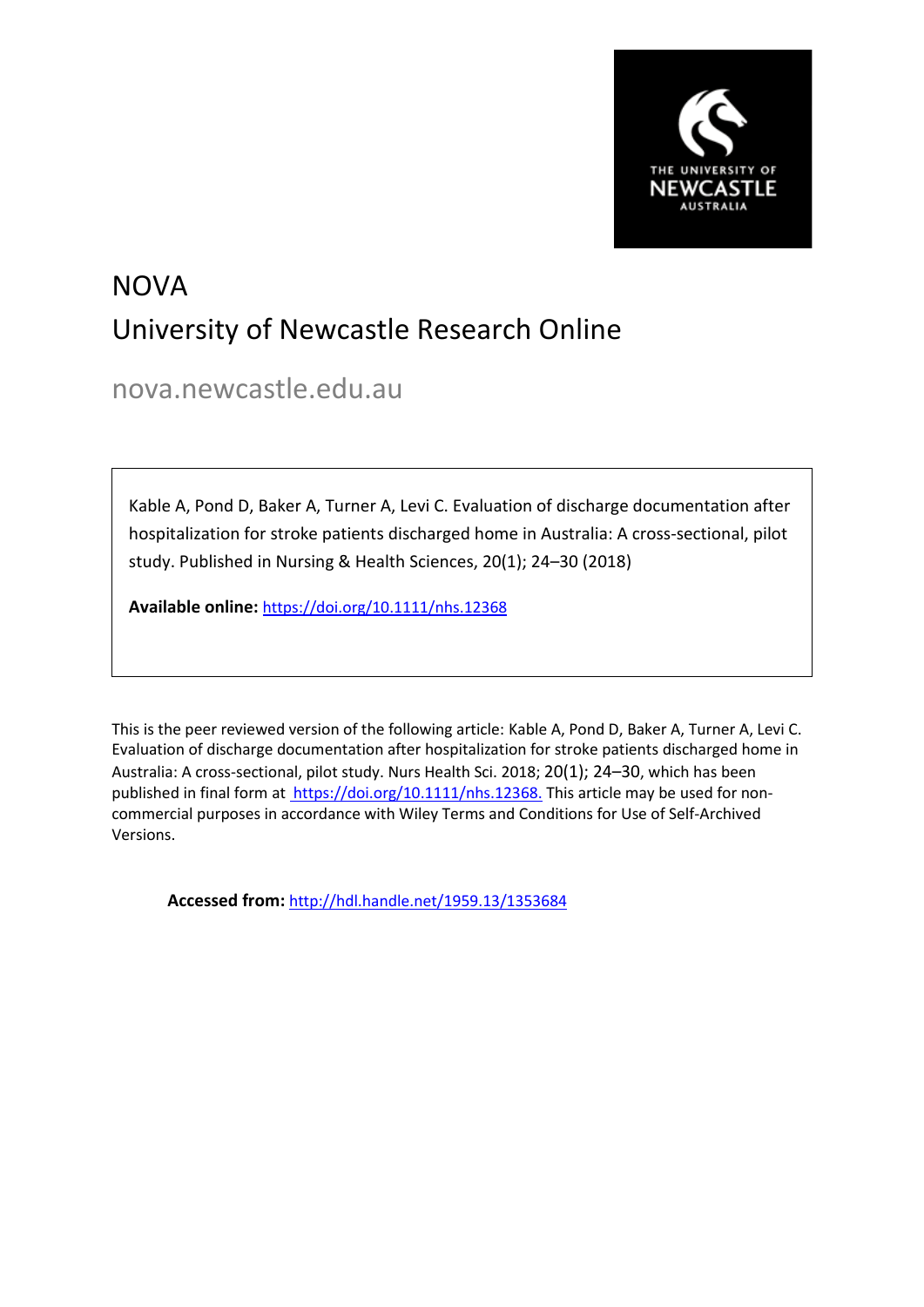# NOVA

# University of Newcastle Research Online

nova.newcastle.edu.au

Kable A, Pond D, Baker A, Turner A, Levi C. Evaluation of discharge documentation after hospitalization for stroke patients discharged home in Australia: A cross-sectional, pilot study. Published in Nursing & Health Sciences, 20(1); 24–30 (2018)

**Available online:** https://doi.org/10.1111/nhs.12368

This is the peer reviewed version of the following article: Kable A, Pond D, Baker A, Turner A, Levi C. Evaluation of discharge documentation after hospitalization for stroke patients discharged home in Australia: A cross-sectional, pilot study. Nurs Health Sci. 2018; 20(1); 24–30, which has been published in final form at https://doi.org/10.1111/nhs.12368. This article may be used for non-commercial purposes in accordance with Wiley Terms and Conditions for Use of Self-Archived Versions.

**Accessed from:** http://hdl.handle.net/1959.13/1353684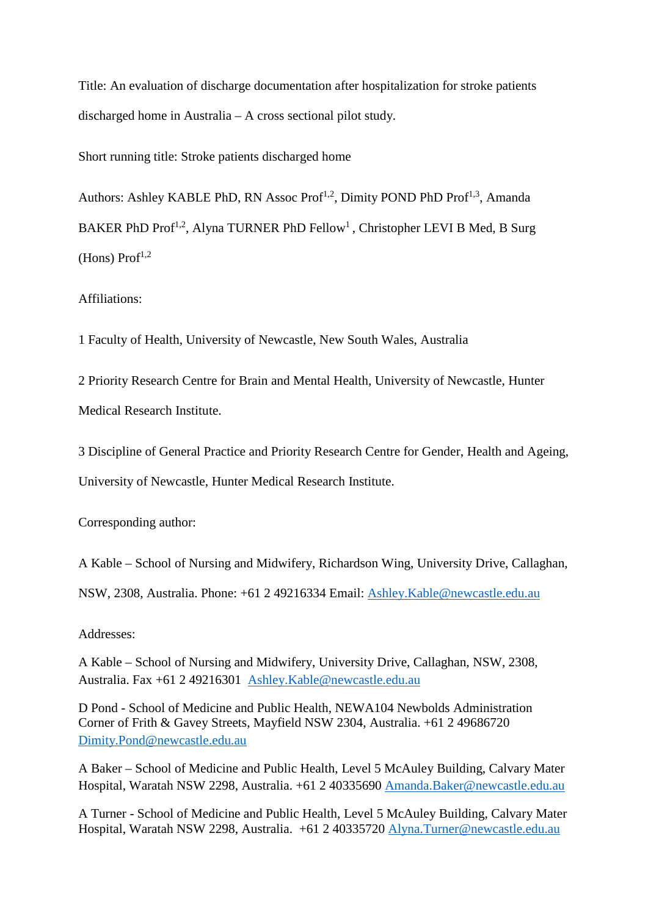Title: An evaluation of discharge documentation after hospitalization for stroke patients discharged home in Australia – A cross sectional pilot study.

Short running title: Stroke patients discharged home

Authors: Ashley KABLE PhD, RN Assoc Prof[1,2], Dimity POND PhD Prof[1,3], Amanda BAKER PhD Prof[1,2], Alyna TURNER PhD Fellow[1] , Christopher LEVI B Med, B Surg (Hons) Prof[1,2]

Affiliations:

1 Faculty of Health, University of Newcastle, New South Wales, Australia

2 Priority Research Centre for Brain and Mental Health, University of Newcastle, Hunter Medical Research Institute.

3 Discipline of General Practice and Priority Research Centre for Gender, Health and Ageing, University of Newcastle, Hunter Medical Research Institute.

Corresponding author:

A Kable – School of Nursing and Midwifery, Richardson Wing, University Drive, Callaghan, NSW, 2308, Australia. Phone: +61 2 49216334 Email: Ashley.Kable@newcastle.edu.au

Addresses:

A Kable – School of Nursing and Midwifery, University Drive, Callaghan, NSW, 2308, Australia. Fax +61 2 49216301 Ashley.Kable@newcastle.edu.au

D Pond - School of Medicine and Public Health, NEWA104 Newbolds Administration Corner of Frith & Gavey Streets, Mayfield NSW 2304, Australia. +61 2 49686720 Dimity.Pond@newcastle.edu.au

A Baker – School of Medicine and Public Health, Level 5 McAuley Building, Calvary Mater Hospital, Waratah NSW 2298, Australia. +61 2 40335690 Amanda.Baker@newcastle.edu.au

A Turner - School of Medicine and Public Health, Level 5 McAuley Building, Calvary Mater Hospital, Waratah NSW 2298, Australia. +61 2 40335720 Alyna.Turner@newcastle.edu.au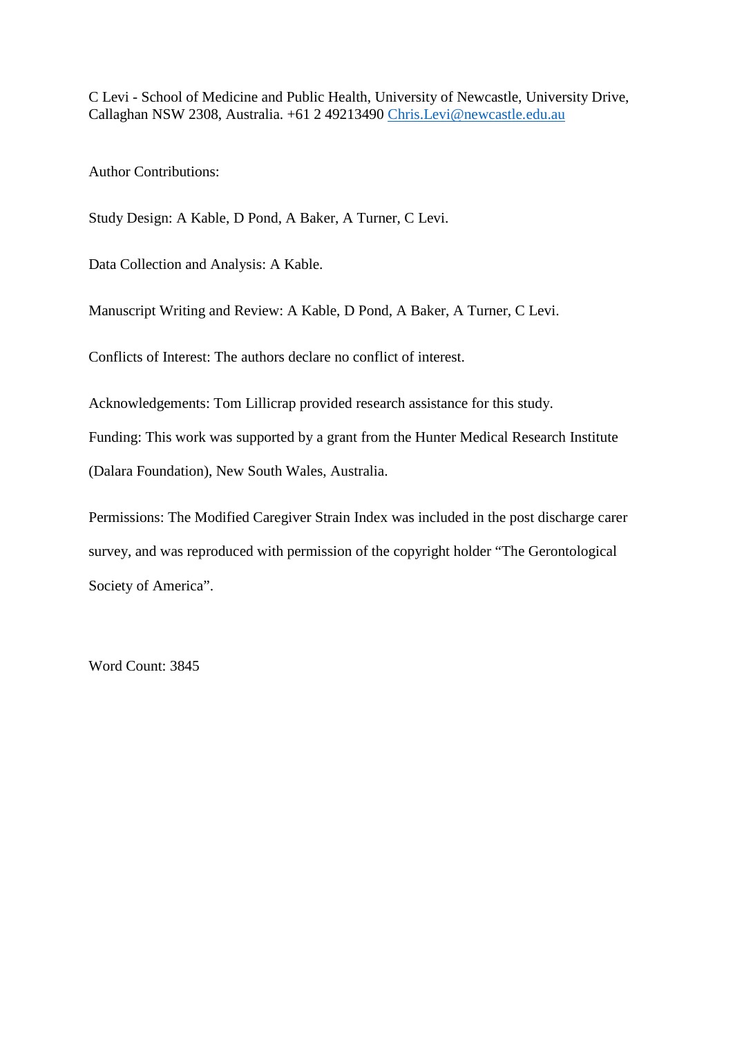C Levi - School of Medicine and Public Health, University of Newcastle, University Drive, Callaghan NSW 2308, Australia. +61 2 49213490 Chris.Levi@newcastle.edu.au

Author Contributions:

Study Design: A Kable, D Pond, A Baker, A Turner, C Levi.

Data Collection and Analysis: A Kable.

Manuscript Writing and Review: A Kable, D Pond, A Baker, A Turner, C Levi.

Conflicts of Interest: The authors declare no conflict of interest.

Acknowledgements: Tom Lillicrap provided research assistance for this study.

Funding: This work was supported by a grant from the Hunter Medical Research Institute (Dalara Foundation), New South Wales, Australia.

Permissions: The Modified Caregiver Strain Index was included in the post discharge carer survey, and was reproduced with permission of the copyright holder "The Gerontological Society of America".

Word Count: 3845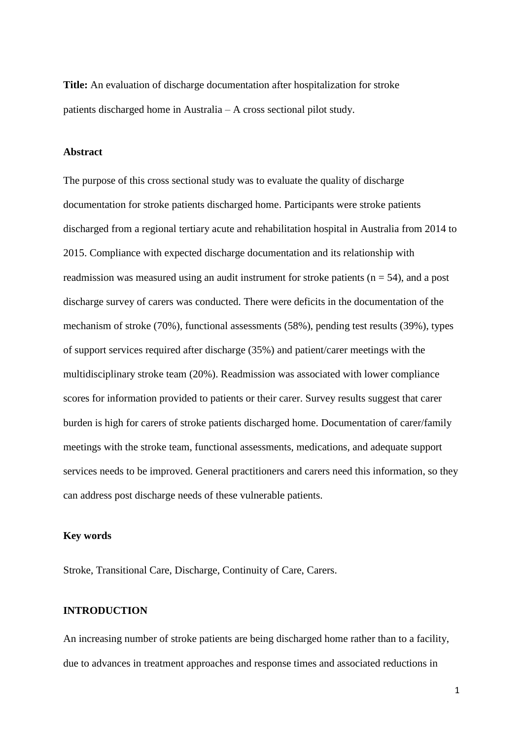**Title:** An evaluation of discharge documentation after hospitalization for stroke patients discharged home in Australia – A cross sectional pilot study.

## Abstract

The purpose of this cross sectional study was to evaluate the quality of discharge documentation for stroke patients discharged home. Participants were stroke patients discharged from a regional tertiary acute and rehabilitation hospital in Australia from 2014 to 2015. Compliance with expected discharge documentation and its relationship with readmission was measured using an audit instrument for stroke patients (n = 54), and a post discharge survey of carers was conducted. There were deficits in the documentation of the mechanism of stroke (70%), functional assessments (58%), pending test results (39%), types of support services required after discharge (35%) and patient/carer meetings with the multidisciplinary stroke team (20%). Readmission was associated with lower compliance scores for information provided to patients or their carer. Survey results suggest that carer burden is high for carers of stroke patients discharged home. Documentation of carer/family meetings with the stroke team, functional assessments, medications, and adequate support services needs to be improved. General practitioners and carers need this information, so they can address post discharge needs of these vulnerable patients.

## Key words

Stroke, Transitional Care, Discharge, Continuity of Care, Carers.

## INTRODUCTION

An increasing number of stroke patients are being discharged home rather than to a facility, due to advances in treatment approaches and response times and associated reductions in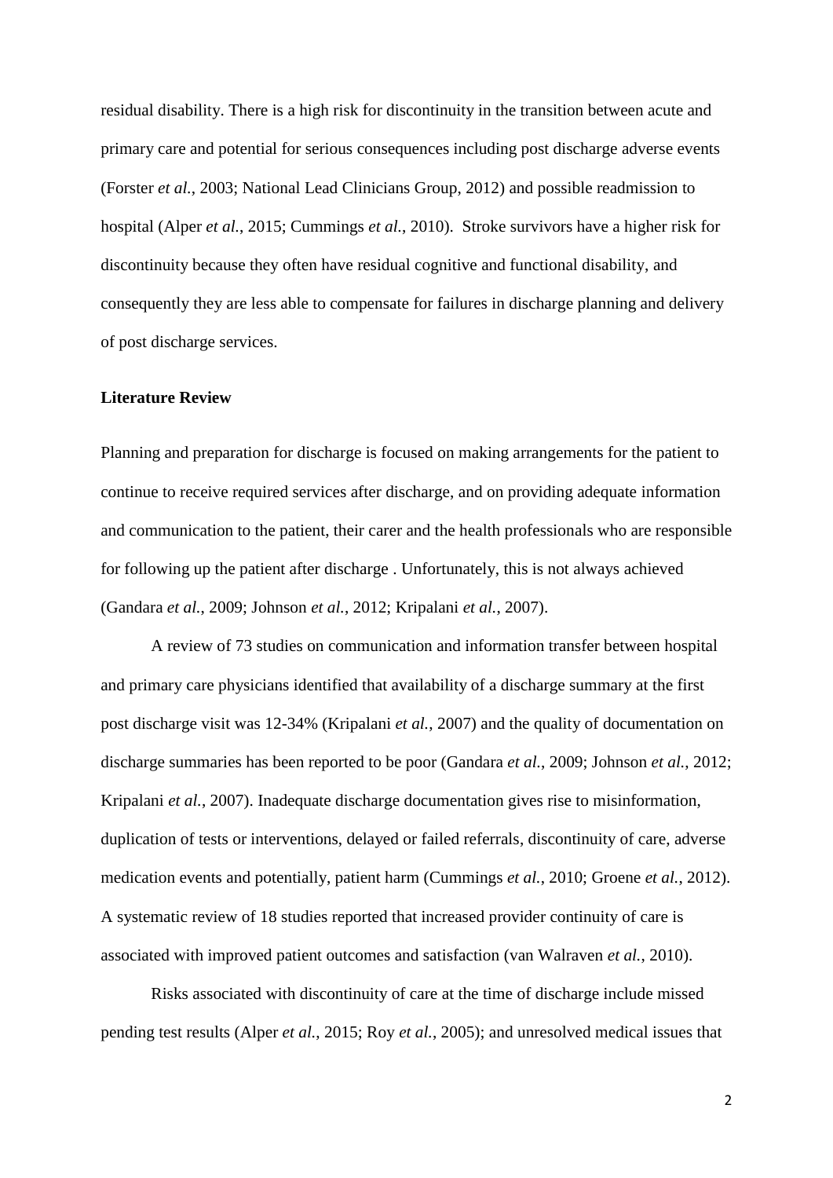residual disability. There is a high risk for discontinuity in the transition between acute and primary care and potential for serious consequences including post discharge adverse events (Forster *et al.*, 2003; National Lead Clinicians Group, 2012) and possible readmission to hospital (Alper *et al.*, 2015; Cummings *et al.*, 2010). Stroke survivors have a higher risk for discontinuity because they often have residual cognitive and functional disability, and consequently they are less able to compensate for failures in discharge planning and delivery of post discharge services.

**Literature Review**

Planning and preparation for discharge is focused on making arrangements for the patient to continue to receive required services after discharge, and on providing adequate information and communication to the patient, their carer and the health professionals who are responsible for following up the patient after discharge . Unfortunately, this is not always achieved (Gandara *et al.*, 2009; Johnson *et al.*, 2012; Kripalani *et al.*, 2007).

A review of 73 studies on communication and information transfer between hospital and primary care physicians identified that availability of a discharge summary at the first post discharge visit was 12-34% (Kripalani *et al.*, 2007) and the quality of documentation on discharge summaries has been reported to be poor (Gandara *et al.*, 2009; Johnson *et al.*, 2012; Kripalani *et al.*, 2007). Inadequate discharge documentation gives rise to misinformation, duplication of tests or interventions, delayed or failed referrals, discontinuity of care, adverse medication events and potentially, patient harm (Cummings *et al.*, 2010; Groene *et al.*, 2012). A systematic review of 18 studies reported that increased provider continuity of care is associated with improved patient outcomes and satisfaction (van Walraven *et al.*, 2010).

Risks associated with discontinuity of care at the time of discharge include missed pending test results (Alper *et al.*, 2015; Roy *et al.*, 2005); and unresolved medical issues that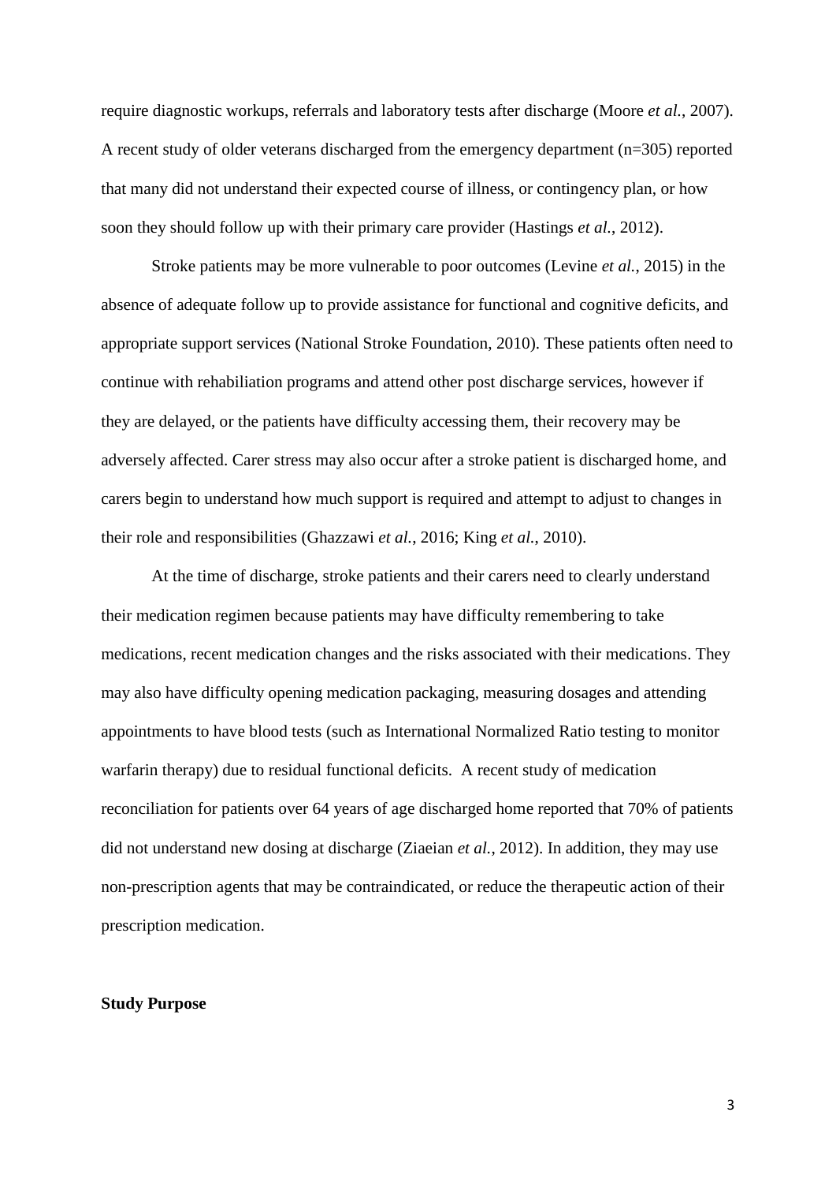require diagnostic workups, referrals and laboratory tests after discharge (Moore *et al.*, 2007). A recent study of older veterans discharged from the emergency department (n=305) reported that many did not understand their expected course of illness, or contingency plan, or how soon they should follow up with their primary care provider (Hastings *et al.*, 2012).

Stroke patients may be more vulnerable to poor outcomes (Levine *et al.*, 2015) in the absence of adequate follow up to provide assistance for functional and cognitive deficits, and appropriate support services (National Stroke Foundation, 2010). These patients often need to continue with rehabiliation programs and attend other post discharge services, however if they are delayed, or the patients have difficulty accessing them, their recovery may be adversely affected. Carer stress may also occur after a stroke patient is discharged home, and carers begin to understand how much support is required and attempt to adjust to changes in their role and responsibilities (Ghazzawi *et al.*, 2016; King *et al.*, 2010).

At the time of discharge, stroke patients and their carers need to clearly understand their medication regimen because patients may have difficulty remembering to take medications, recent medication changes and the risks associated with their medications. They may also have difficulty opening medication packaging, measuring dosages and attending appointments to have blood tests (such as International Normalized Ratio testing to monitor warfarin therapy) due to residual functional deficits. A recent study of medication reconciliation for patients over 64 years of age discharged home reported that 70% of patients did not understand new dosing at discharge (Ziaeian *et al.*, 2012). In addition, they may use non-prescription agents that may be contraindicated, or reduce the therapeutic action of their prescription medication.

**Study Purpose**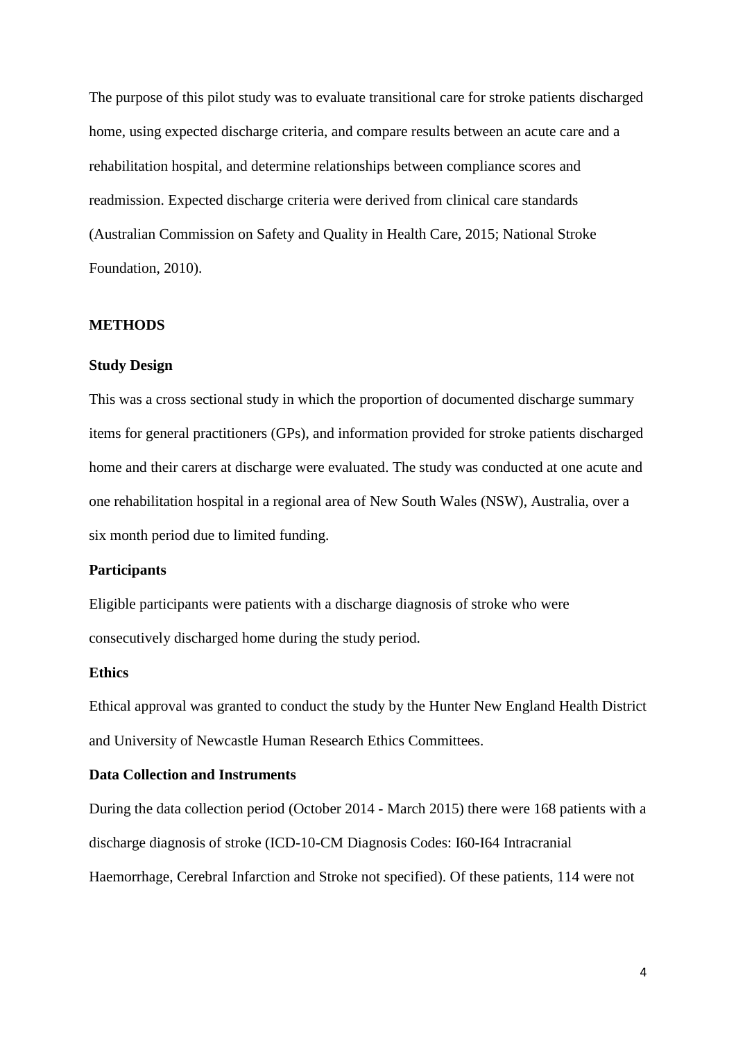The purpose of this pilot study was to evaluate transitional care for stroke patients discharged home, using expected discharge criteria, and compare results between an acute care and a rehabilitation hospital, and determine relationships between compliance scores and readmission. Expected discharge criteria were derived from clinical care standards (Australian Commission on Safety and Quality in Health Care, 2015; National Stroke Foundation, 2010).

## METHODS

### Study Design

This was a cross sectional study in which the proportion of documented discharge summary items for general practitioners (GPs), and information provided for stroke patients discharged home and their carers at discharge were evaluated. The study was conducted at one acute and one rehabilitation hospital in a regional area of New South Wales (NSW), Australia, over a six month period due to limited funding.

### Participants

Eligible participants were patients with a discharge diagnosis of stroke who were consecutively discharged home during the study period.

### Ethics

Ethical approval was granted to conduct the study by the Hunter New England Health District and University of Newcastle Human Research Ethics Committees.

### Data Collection and Instruments

During the data collection period (October 2014 - March 2015) there were 168 patients with a discharge diagnosis of stroke (ICD-10-CM Diagnosis Codes: I60-I64 Intracranial Haemorrhage, Cerebral Infarction and Stroke not specified). Of these patients, 114 were not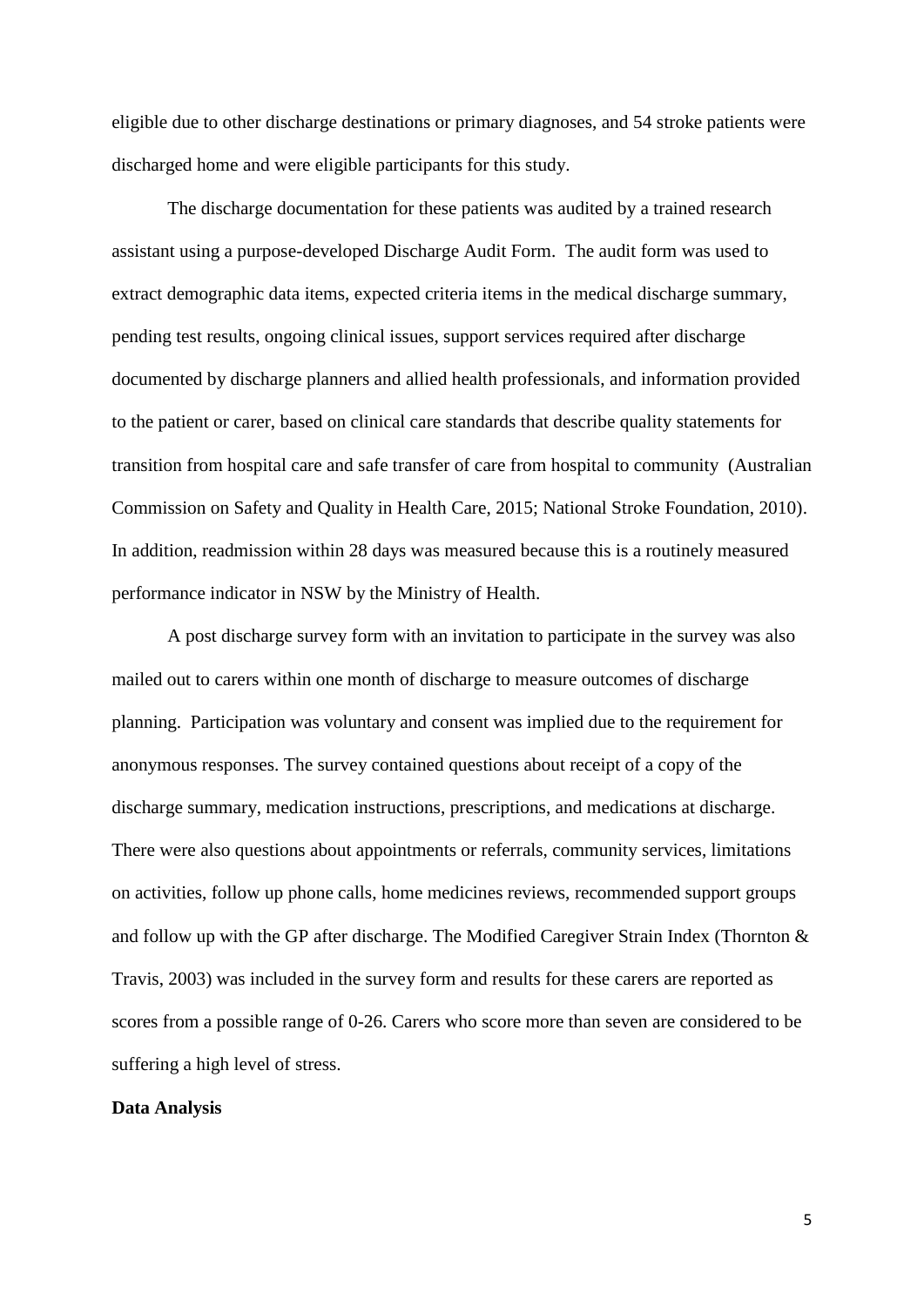eligible due to other discharge destinations or primary diagnoses, and 54 stroke patients were discharged home and were eligible participants for this study.

The discharge documentation for these patients was audited by a trained research assistant using a purpose-developed Discharge Audit Form. The audit form was used to extract demographic data items, expected criteria items in the medical discharge summary, pending test results, ongoing clinical issues, support services required after discharge documented by discharge planners and allied health professionals, and information provided to the patient or carer, based on clinical care standards that describe quality statements for transition from hospital care and safe transfer of care from hospital to community (Australian Commission on Safety and Quality in Health Care, 2015; National Stroke Foundation, 2010). In addition, readmission within 28 days was measured because this is a routinely measured performance indicator in NSW by the Ministry of Health.

A post discharge survey form with an invitation to participate in the survey was also mailed out to carers within one month of discharge to measure outcomes of discharge planning. Participation was voluntary and consent was implied due to the requirement for anonymous responses. The survey contained questions about receipt of a copy of the discharge summary, medication instructions, prescriptions, and medications at discharge. There were also questions about appointments or referrals, community services, limitations on activities, follow up phone calls, home medicines reviews, recommended support groups and follow up with the GP after discharge. The Modified Caregiver Strain Index (Thornton & Travis, 2003) was included in the survey form and results for these carers are reported as scores from a possible range of 0-26. Carers who score more than seven are considered to be suffering a high level of stress.

**Data Analysis**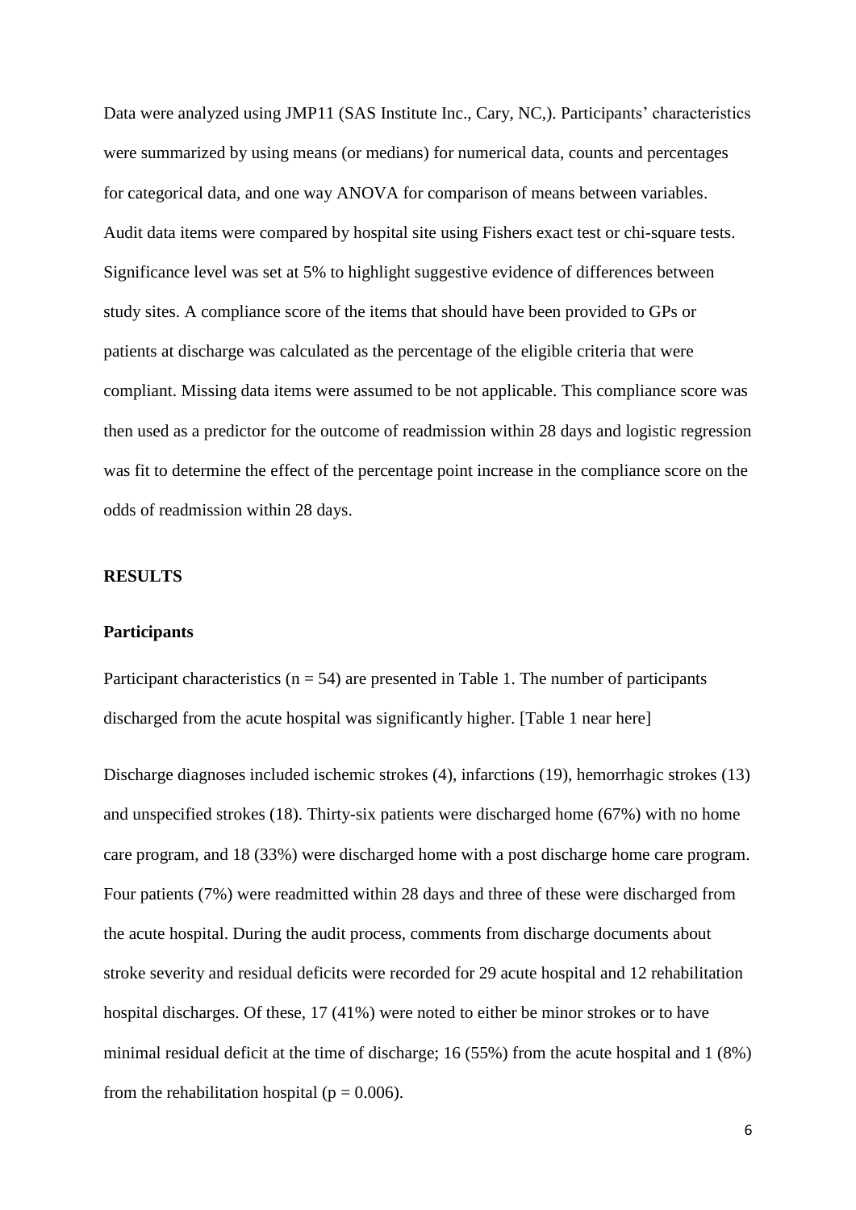Data were analyzed using JMP11 (SAS Institute Inc., Cary, NC,). Participants' characteristics were summarized by using means (or medians) for numerical data, counts and percentages for categorical data, and one way ANOVA for comparison of means between variables. Audit data items were compared by hospital site using Fishers exact test or chi-square tests. Significance level was set at 5% to highlight suggestive evidence of differences between study sites. A compliance score of the items that should have been provided to GPs or patients at discharge was calculated as the percentage of the eligible criteria that were compliant. Missing data items were assumed to be not applicable. This compliance score was then used as a predictor for the outcome of readmission within 28 days and logistic regression was fit to determine the effect of the percentage point increase in the compliance score on the odds of readmission within 28 days.

## RESULTS

### Participants

Participant characteristics ($n = 54$) are presented in Table 1. The number of participants discharged from the acute hospital was significantly higher. [Table 1 near here]

Discharge diagnoses included ischemic strokes (4), infarctions (19), hemorrhagic strokes (13) and unspecified strokes (18). Thirty-six patients were discharged home (67%) with no home care program, and 18 (33%) were discharged home with a post discharge home care program. Four patients (7%) were readmitted within 28 days and three of these were discharged from the acute hospital. During the audit process, comments from discharge documents about stroke severity and residual deficits were recorded for 29 acute hospital and 12 rehabilitation hospital discharges. Of these, 17 (41%) were noted to either be minor strokes or to have minimal residual deficit at the time of discharge; 16 (55%) from the acute hospital and 1 (8%) from the rehabilitation hospital ($p = 0.006$).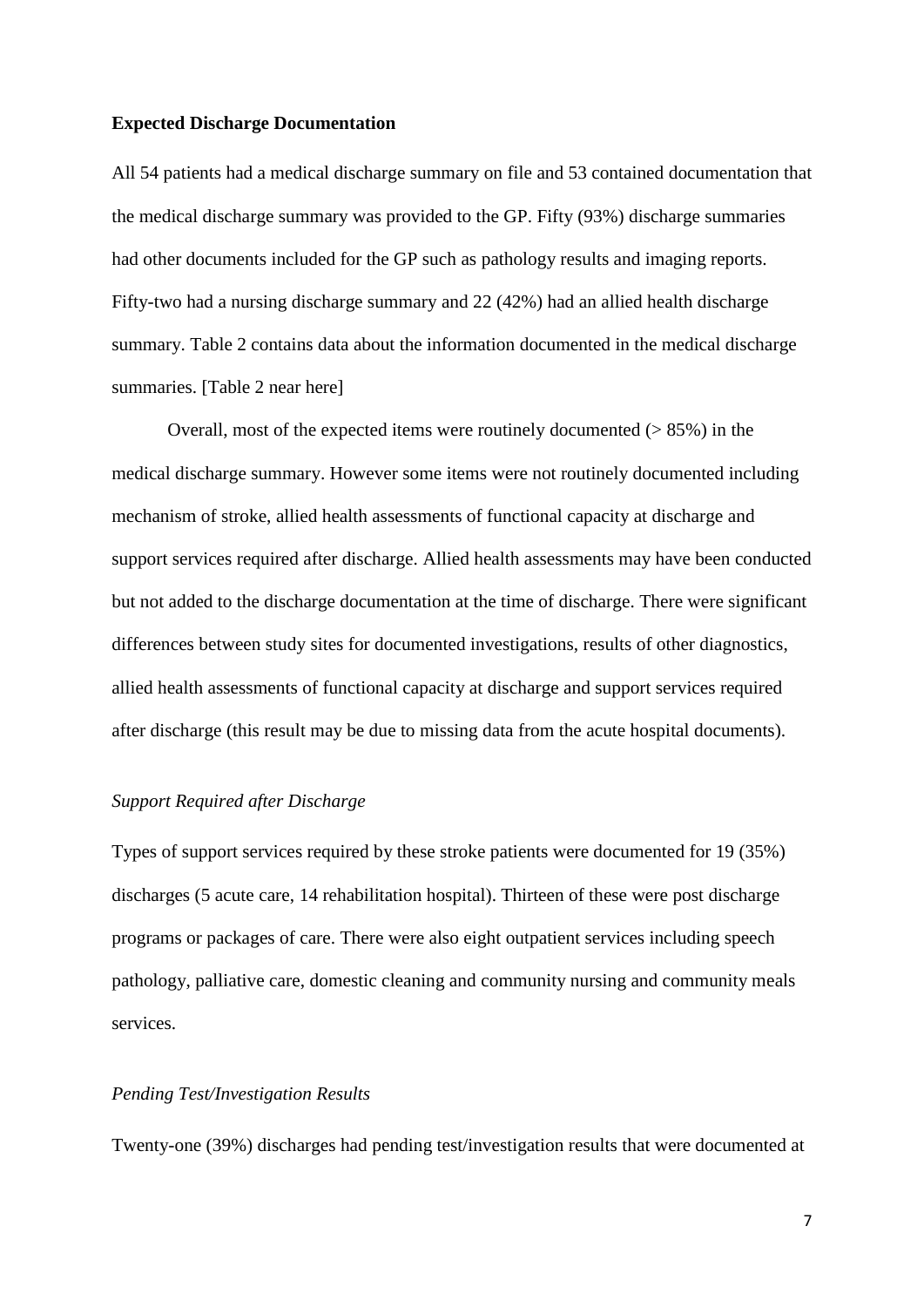### Expected Discharge Documentation

All 54 patients had a medical discharge summary on file and 53 contained documentation that the medical discharge summary was provided to the GP. Fifty (93%) discharge summaries had other documents included for the GP such as pathology results and imaging reports. Fifty-two had a nursing discharge summary and 22 (42%) had an allied health discharge summary. Table 2 contains data about the information documented in the medical discharge summaries. [Table 2 near here]

Overall, most of the expected items were routinely documented (> 85%) in the medical discharge summary. However some items were not routinely documented including mechanism of stroke, allied health assessments of functional capacity at discharge and support services required after discharge. Allied health assessments may have been conducted but not added to the discharge documentation at the time of discharge. There were significant differences between study sites for documented investigations, results of other diagnostics, allied health assessments of functional capacity at discharge and support services required after discharge (this result may be due to missing data from the acute hospital documents).

#### *Support Required after Discharge*

Types of support services required by these stroke patients were documented for 19 (35%) discharges (5 acute care, 14 rehabilitation hospital). Thirteen of these were post discharge programs or packages of care. There were also eight outpatient services including speech pathology, palliative care, domestic cleaning and community nursing and community meals services.

#### *Pending Test/Investigation Results*

Twenty-one (39%) discharges had pending test/investigation results that were documented at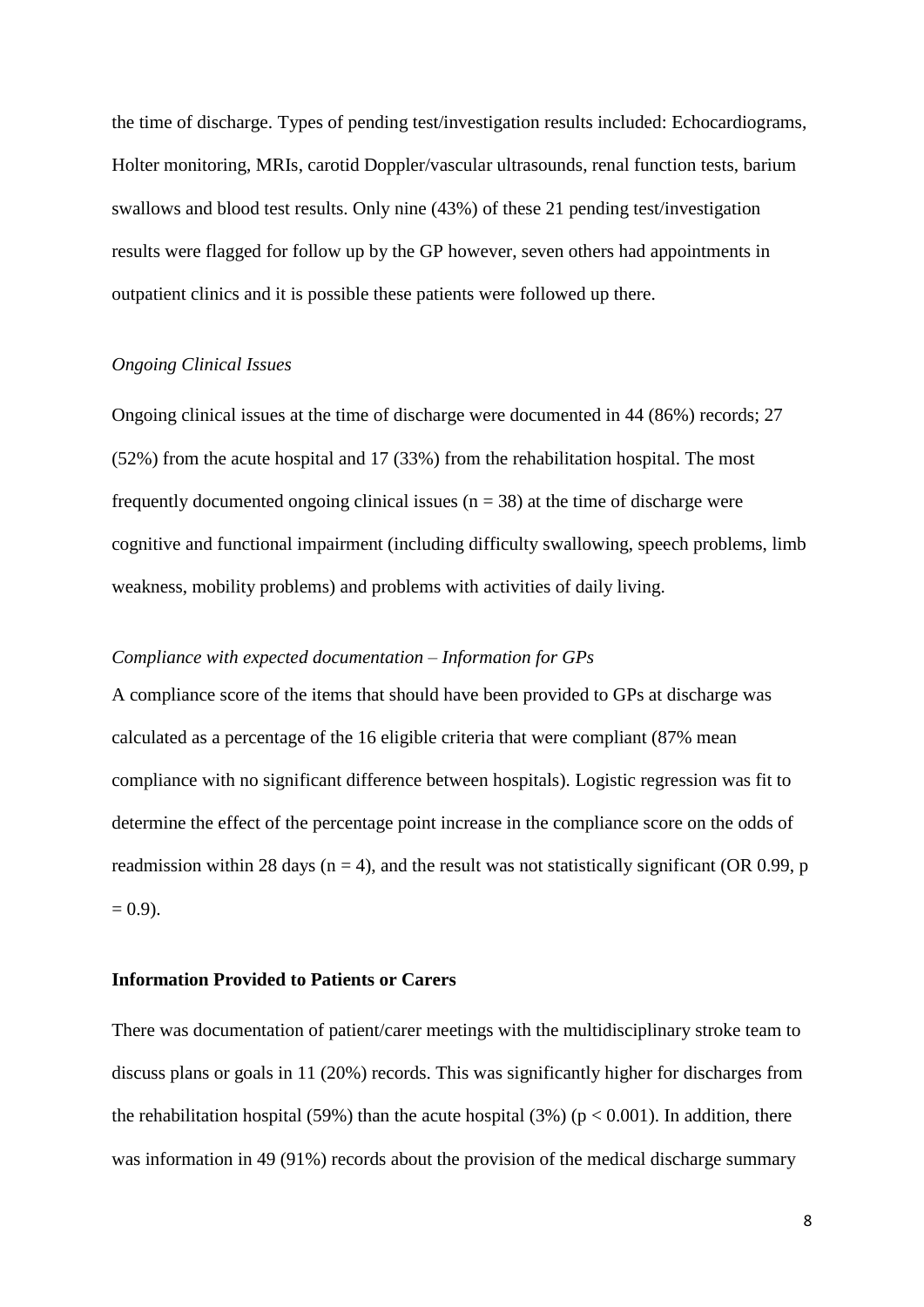the time of discharge. Types of pending test/investigation results included: Echocardiograms, Holter monitoring, MRIs, carotid Doppler/vascular ultrasounds, renal function tests, barium swallows and blood test results. Only nine (43%) of these 21 pending test/investigation results were flagged for follow up by the GP however, seven others had appointments in outpatient clinics and it is possible these patients were followed up there.

*Ongoing Clinical Issues*

Ongoing clinical issues at the time of discharge were documented in 44 (86%) records; 27 (52%) from the acute hospital and 17 (33%) from the rehabilitation hospital. The most frequently documented ongoing clinical issues ($n = 38$) at the time of discharge were cognitive and functional impairment (including difficulty swallowing, speech problems, limb weakness, mobility problems) and problems with activities of daily living.

*Compliance with expected documentation – Information for GPs*

A compliance score of the items that should have been provided to GPs at discharge was calculated as a percentage of the 16 eligible criteria that were compliant (87% mean compliance with no significant difference between hospitals). Logistic regression was fit to determine the effect of the percentage point increase in the compliance score on the odds of readmission within 28 days ($n = 4$), and the result was not statistically significant (OR 0.99, $p = 0.9$).

**Information Provided to Patients or Carers**

There was documentation of patient/carer meetings with the multidisciplinary stroke team to discuss plans or goals in 11 (20%) records. This was significantly higher for discharges from the rehabilitation hospital (59%) than the acute hospital (3%) ($p < 0.001$). In addition, there was information in 49 (91%) records about the provision of the medical discharge summary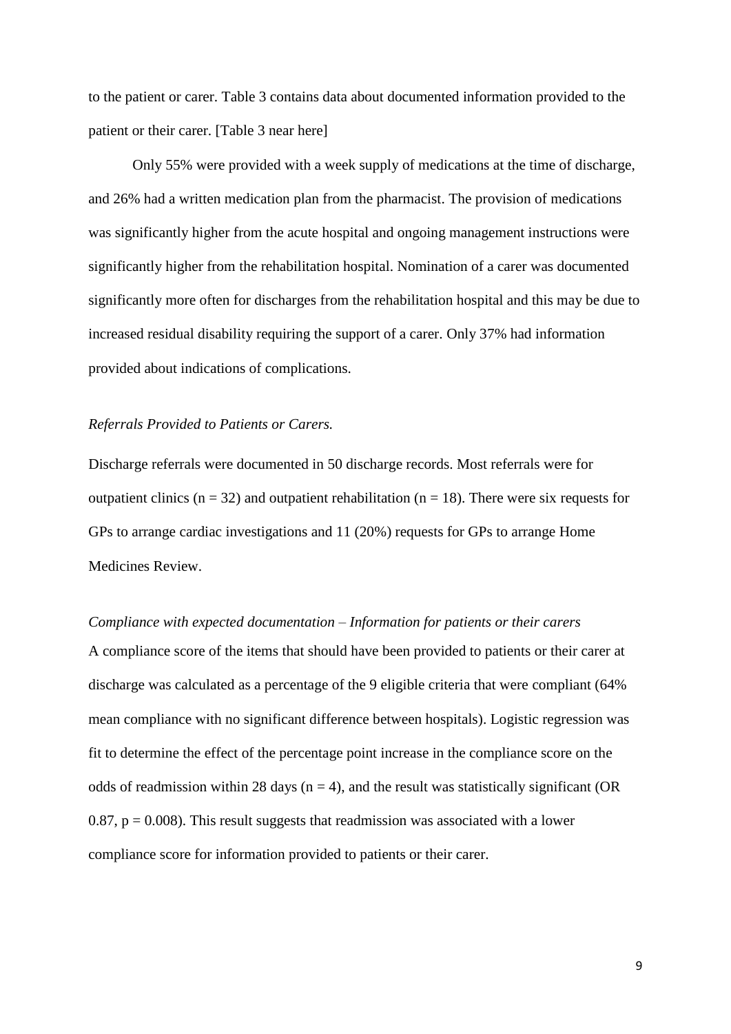to the patient or carer. Table 3 contains data about documented information provided to the patient or their carer. [Table 3 near here]

Only 55% were provided with a week supply of medications at the time of discharge, and 26% had a written medication plan from the pharmacist. The provision of medications was significantly higher from the acute hospital and ongoing management instructions were significantly higher from the rehabilitation hospital. Nomination of a carer was documented significantly more often for discharges from the rehabilitation hospital and this may be due to increased residual disability requiring the support of a carer. Only 37% had information provided about indications of complications.

*Referrals Provided to Patients or Carers.*

Discharge referrals were documented in 50 discharge records. Most referrals were for outpatient clinics ($n = 32$) and outpatient rehabilitation ($n = 18$). There were six requests for GPs to arrange cardiac investigations and 11 (20%) requests for GPs to arrange Home Medicines Review.

*Compliance with expected documentation – Information for patients or their carers*

A compliance score of the items that should have been provided to patients or their carer at discharge was calculated as a percentage of the 9 eligible criteria that were compliant (64% mean compliance with no significant difference between hospitals). Logistic regression was fit to determine the effect of the percentage point increase in the compliance score on the odds of readmission within 28 days ($n = 4$), and the result was statistically significant (OR 0.87, $p = 0.008$). This result suggests that readmission was associated with a lower compliance score for information provided to patients or their carer.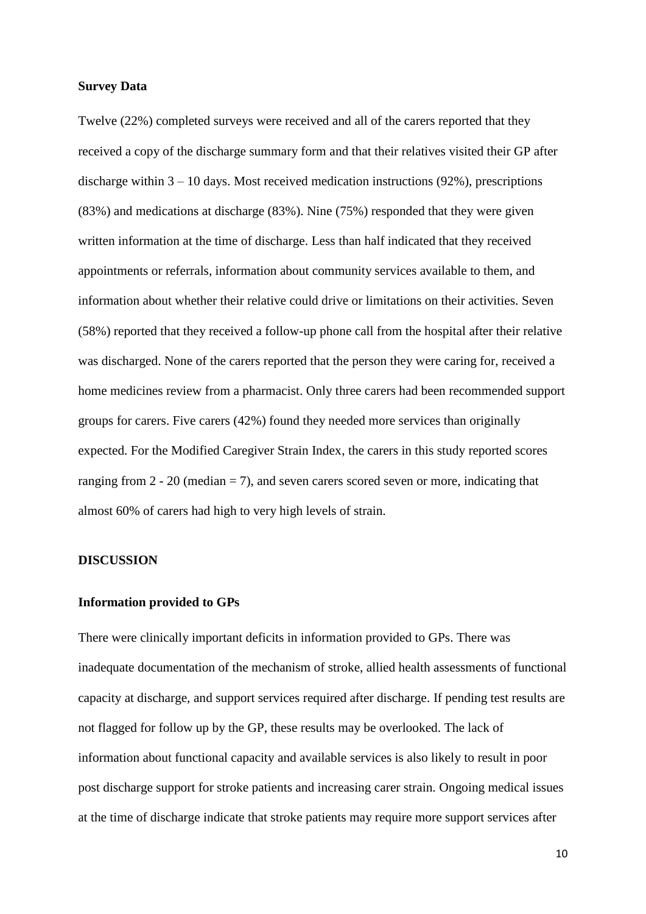**Survey Data**

Twelve (22%) completed surveys were received and all of the carers reported that they received a copy of the discharge summary form and that their relatives visited their GP after discharge within 3 – 10 days. Most received medication instructions (92%), prescriptions (83%) and medications at discharge (83%). Nine (75%) responded that they were given written information at the time of discharge. Less than half indicated that they received appointments or referrals, information about community services available to them, and information about whether their relative could drive or limitations on their activities. Seven (58%) reported that they received a follow-up phone call from the hospital after their relative was discharged. None of the carers reported that the person they were caring for, received a home medicines review from a pharmacist. Only three carers had been recommended support groups for carers. Five carers (42%) found they needed more services than originally expected. For the Modified Caregiver Strain Index, the carers in this study reported scores ranging from 2 - 20 (median = 7), and seven carers scored seven or more, indicating that almost 60% of carers had high to very high levels of strain.

## DISCUSSION

**Information provided to GPs**

There were clinically important deficits in information provided to GPs. There was inadequate documentation of the mechanism of stroke, allied health assessments of functional capacity at discharge, and support services required after discharge. If pending test results are not flagged for follow up by the GP, these results may be overlooked. The lack of information about functional capacity and available services is also likely to result in poor post discharge support for stroke patients and increasing carer strain. Ongoing medical issues at the time of discharge indicate that stroke patients may require more support services after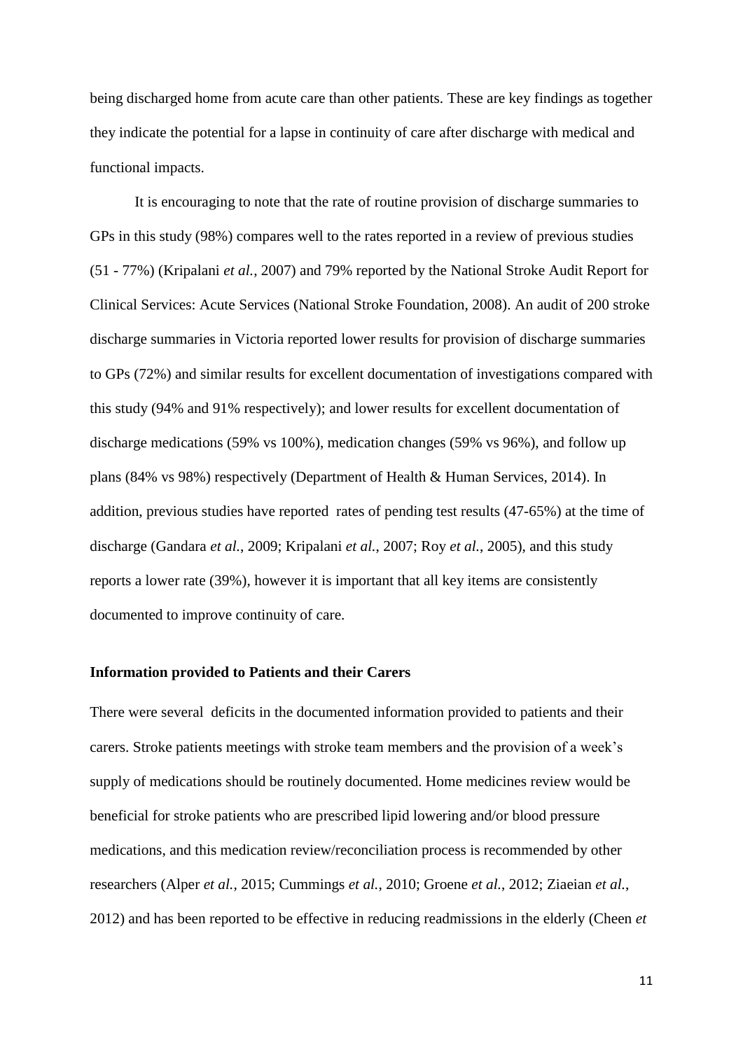being discharged home from acute care than other patients. These are key findings as together they indicate the potential for a lapse in continuity of care after discharge with medical and functional impacts.

It is encouraging to note that the rate of routine provision of discharge summaries to GPs in this study (98%) compares well to the rates reported in a review of previous studies (51 - 77%) (Kripalani *et al.*, 2007) and 79% reported by the National Stroke Audit Report for Clinical Services: Acute Services (National Stroke Foundation, 2008). An audit of 200 stroke discharge summaries in Victoria reported lower results for provision of discharge summaries to GPs (72%) and similar results for excellent documentation of investigations compared with this study (94% and 91% respectively); and lower results for excellent documentation of discharge medications (59% vs 100%), medication changes (59% vs 96%), and follow up plans (84% vs 98%) respectively (Department of Health & Human Services, 2014). In addition, previous studies have reported rates of pending test results (47-65%) at the time of discharge (Gandara *et al.*, 2009; Kripalani *et al.*, 2007; Roy *et al.*, 2005), and this study reports a lower rate (39%), however it is important that all key items are consistently documented to improve continuity of care.

### Information provided to Patients and their Carers

There were several deficits in the documented information provided to patients and their carers. Stroke patients meetings with stroke team members and the provision of a week's supply of medications should be routinely documented. Home medicines review would be beneficial for stroke patients who are prescribed lipid lowering and/or blood pressure medications, and this medication review/reconciliation process is recommended by other researchers (Alper *et al.*, 2015; Cummings *et al.*, 2010; Groene *et al.*, 2012; Ziaeian *et al.*, 2012) and has been reported to be effective in reducing readmissions in the elderly (Cheen *et*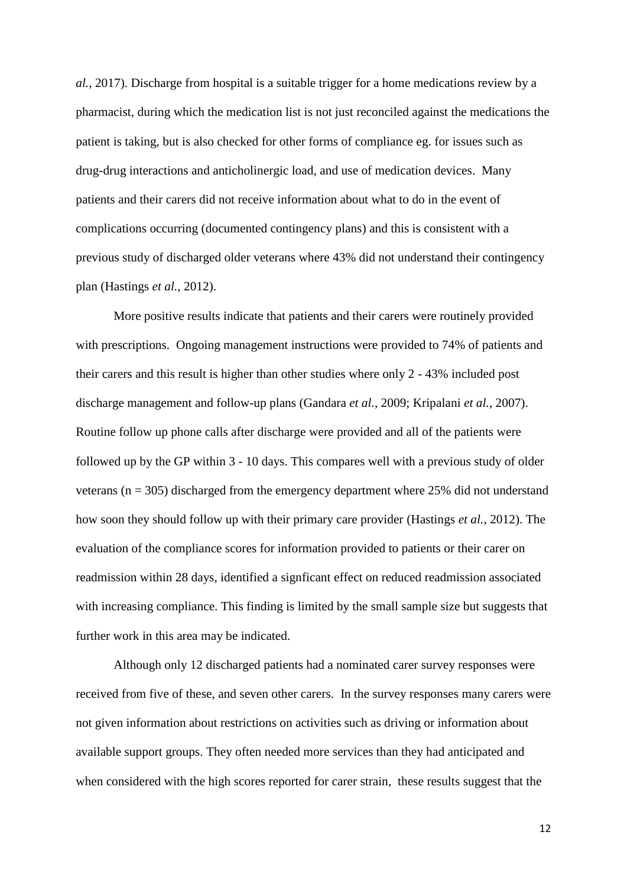*al.*, 2017). Discharge from hospital is a suitable trigger for a home medications review by a pharmacist, during which the medication list is not just reconciled against the medications the patient is taking, but is also checked for other forms of compliance eg. for issues such as drug-drug interactions and anticholinergic load, and use of medication devices. Many patients and their carers did not receive information about what to do in the event of complications occurring (documented contingency plans) and this is consistent with a previous study of discharged older veterans where 43% did not understand their contingency plan (Hastings *et al.*, 2012).

More positive results indicate that patients and their carers were routinely provided with prescriptions. Ongoing management instructions were provided to 74% of patients and their carers and this result is higher than other studies where only 2 - 43% included post discharge management and follow-up plans (Gandara *et al.*, 2009; Kripalani *et al.*, 2007). Routine follow up phone calls after discharge were provided and all of the patients were followed up by the GP within 3 - 10 days. This compares well with a previous study of older veterans (n = 305) discharged from the emergency department where 25% did not understand how soon they should follow up with their primary care provider (Hastings *et al.*, 2012). The evaluation of the compliance scores for information provided to patients or their carer on readmission within 28 days, identified a signficant effect on reduced readmission associated with increasing compliance. This finding is limited by the small sample size but suggests that further work in this area may be indicated.

Although only 12 discharged patients had a nominated carer survey responses were received from five of these, and seven other carers. In the survey responses many carers were not given information about restrictions on activities such as driving or information about available support groups. They often needed more services than they had anticipated and when considered with the high scores reported for carer strain, these results suggest that the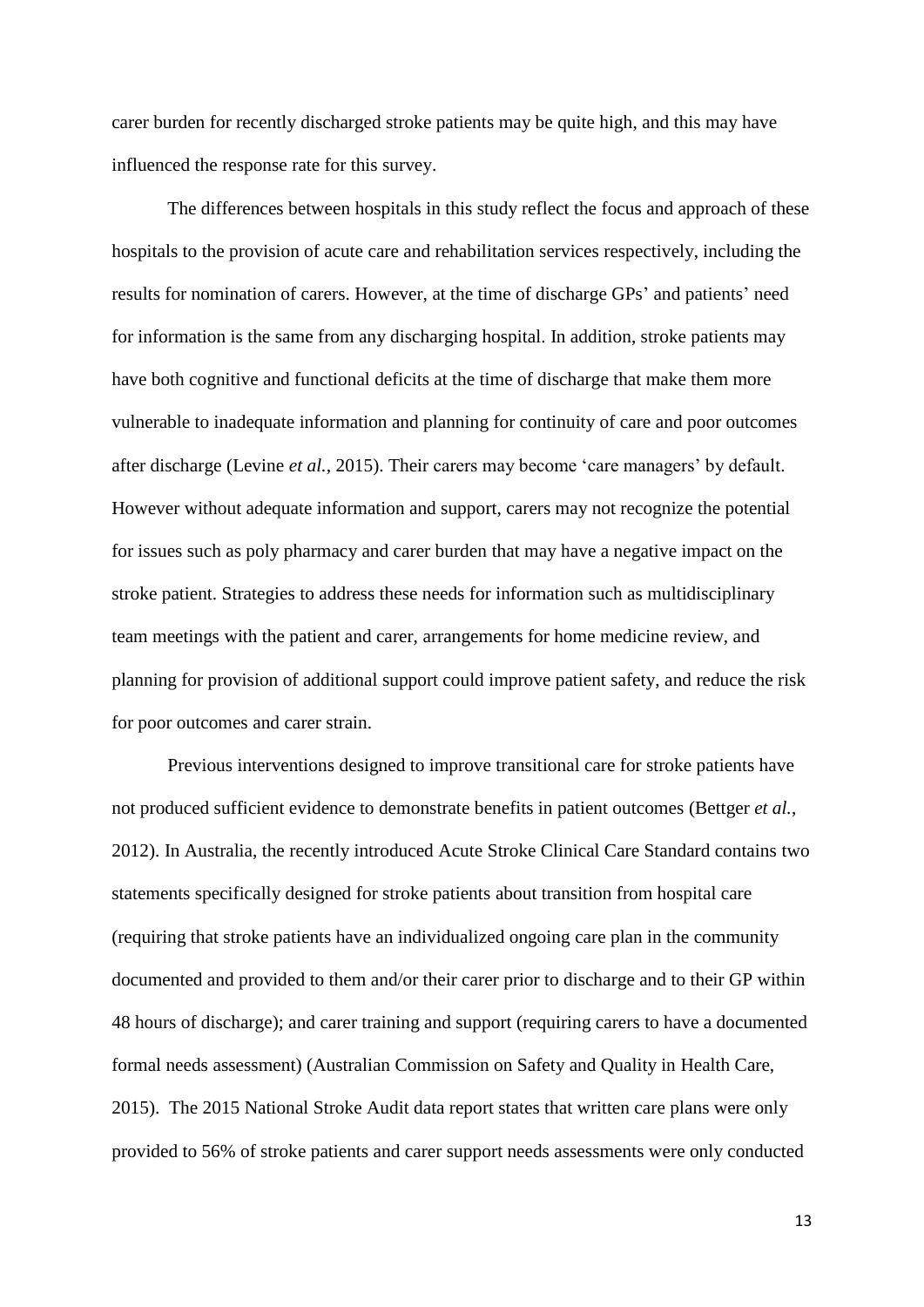carer burden for recently discharged stroke patients may be quite high, and this may have influenced the response rate for this survey.

The differences between hospitals in this study reflect the focus and approach of these hospitals to the provision of acute care and rehabilitation services respectively, including the results for nomination of carers. However, at the time of discharge GPs' and patients' need for information is the same from any discharging hospital. In addition, stroke patients may have both cognitive and functional deficits at the time of discharge that make them more vulnerable to inadequate information and planning for continuity of care and poor outcomes after discharge (Levine *et al.*, 2015). Their carers may become 'care managers' by default. However without adequate information and support, carers may not recognize the potential for issues such as poly pharmacy and carer burden that may have a negative impact on the stroke patient. Strategies to address these needs for information such as multidisciplinary team meetings with the patient and carer, arrangements for home medicine review, and planning for provision of additional support could improve patient safety, and reduce the risk for poor outcomes and carer strain.

Previous interventions designed to improve transitional care for stroke patients have not produced sufficient evidence to demonstrate benefits in patient outcomes (Bettger *et al.*, 2012). In Australia, the recently introduced Acute Stroke Clinical Care Standard contains two statements specifically designed for stroke patients about transition from hospital care (requiring that stroke patients have an individualized ongoing care plan in the community documented and provided to them and/or their carer prior to discharge and to their GP within 48 hours of discharge); and carer training and support (requiring carers to have a documented formal needs assessment) (Australian Commission on Safety and Quality in Health Care, 2015). The 2015 National Stroke Audit data report states that written care plans were only provided to 56% of stroke patients and carer support needs assessments were only conducted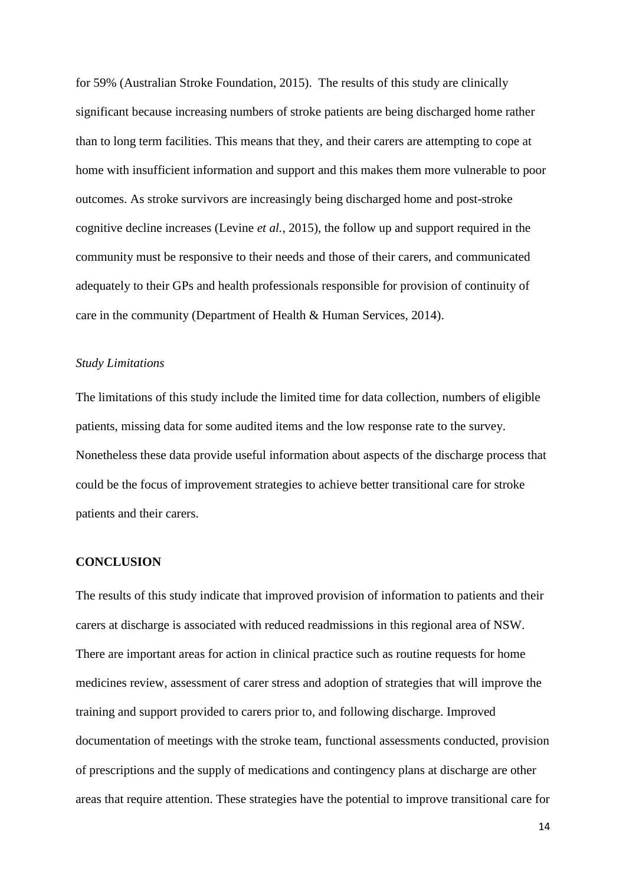for 59% (Australian Stroke Foundation, 2015). The results of this study are clinically significant because increasing numbers of stroke patients are being discharged home rather than to long term facilities. This means that they, and their carers are attempting to cope at home with insufficient information and support and this makes them more vulnerable to poor outcomes. As stroke survivors are increasingly being discharged home and post-stroke cognitive decline increases (Levine *et al.*, 2015), the follow up and support required in the community must be responsive to their needs and those of their carers, and communicated adequately to their GPs and health professionals responsible for provision of continuity of care in the community (Department of Health & Human Services, 2014).

*Study Limitations*

The limitations of this study include the limited time for data collection, numbers of eligible patients, missing data for some audited items and the low response rate to the survey. Nonetheless these data provide useful information about aspects of the discharge process that could be the focus of improvement strategies to achieve better transitional care for stroke patients and their carers.

## CONCLUSION

The results of this study indicate that improved provision of information to patients and their carers at discharge is associated with reduced readmissions in this regional area of NSW. There are important areas for action in clinical practice such as routine requests for home medicines review, assessment of carer stress and adoption of strategies that will improve the training and support provided to carers prior to, and following discharge. Improved documentation of meetings with the stroke team, functional assessments conducted, provision of prescriptions and the supply of medications and contingency plans at discharge are other areas that require attention. These strategies have the potential to improve transitional care for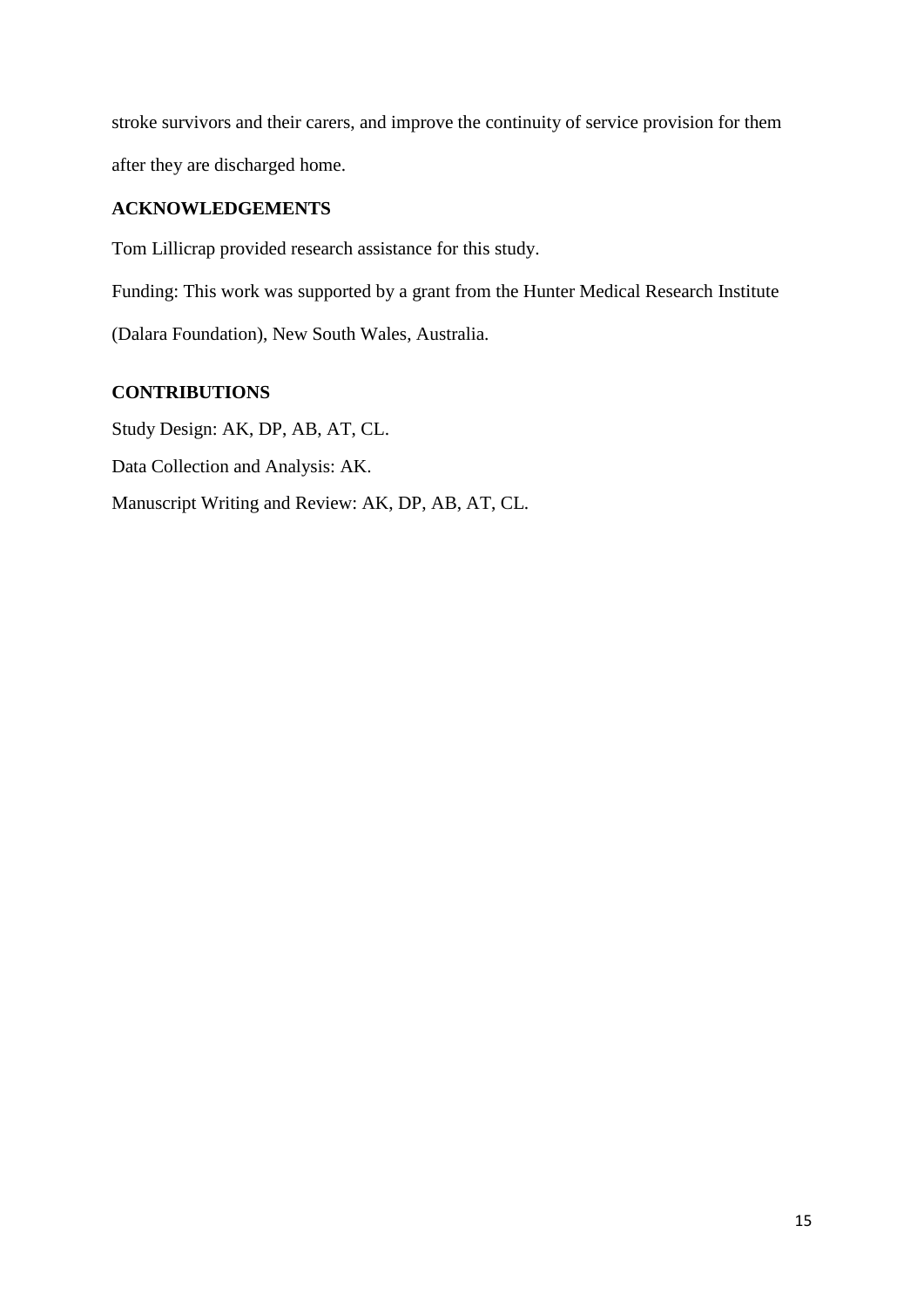stroke survivors and their carers, and improve the continuity of service provision for them after they are discharged home.

## ACKNOWLEDGEMENTS

Tom Lillicrap provided research assistance for this study.

Funding: This work was supported by a grant from the Hunter Medical Research Institute (Dalara Foundation), New South Wales, Australia.

## CONTRIBUTIONS

Study Design: AK, DP, AB, AT, CL.

Data Collection and Analysis: AK.

Manuscript Writing and Review: AK, DP, AB, AT, CL.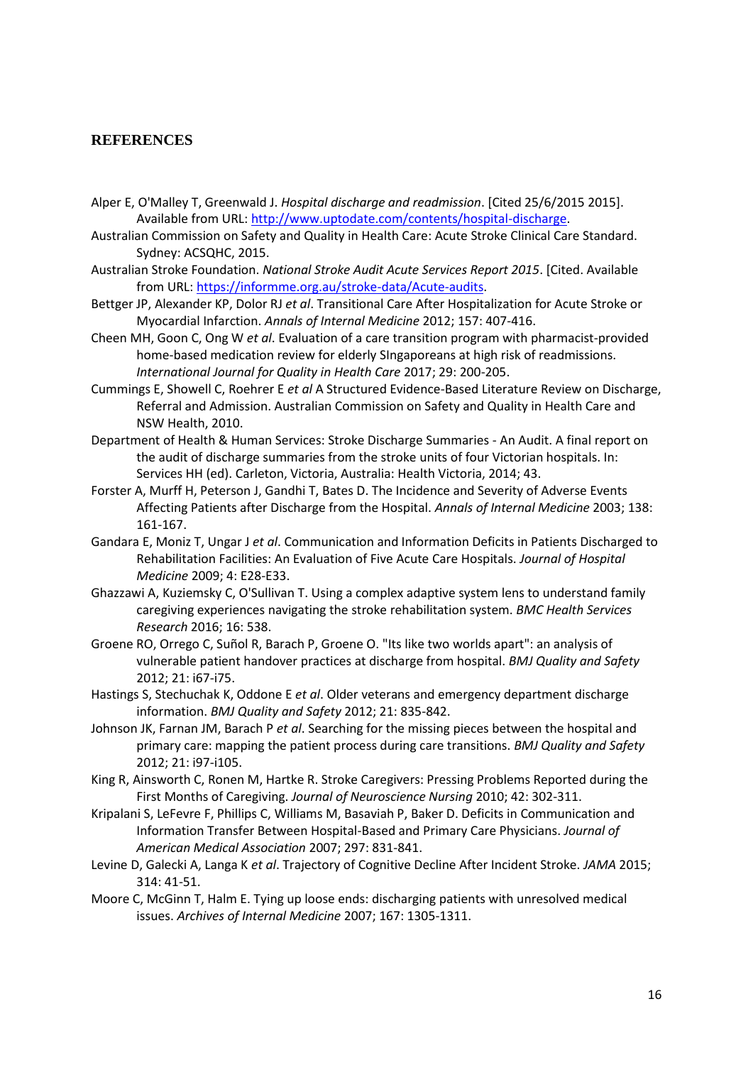## REFERENCES

Alper E, O'Malley T, Greenwald J. *Hospital discharge and readmission*. [Cited 25/6/2015 2015]. Available from URL: http://www.uptodate.com/contents/hospital-discharge.

Australian Commission on Safety and Quality in Health Care: Acute Stroke Clinical Care Standard. Sydney: ACSQHC, 2015.

Australian Stroke Foundation. *National Stroke Audit Acute Services Report 2015*. [Cited. Available from URL: https://informme.org.au/stroke-data/Acute-audits.

Bettger JP, Alexander KP, Dolor RJ *et al*. Transitional Care After Hospitalization for Acute Stroke or Myocardial Infarction. *Annals of Internal Medicine* 2012; 157: 407-416.

Cheen MH, Goon C, Ong W *et al*. Evaluation of a care transition program with pharmacist-provided home-based medication review for elderly SIngaporeans at high risk of readmissions. *International Journal for Quality in Health Care* 2017; 29: 200-205.

Cummings E, Showell C, Roehrer E *et al* A Structured Evidence-Based Literature Review on Discharge, Referral and Admission. Australian Commission on Safety and Quality in Health Care and NSW Health, 2010.

Department of Health & Human Services: Stroke Discharge Summaries - An Audit. A final report on the audit of discharge summaries from the stroke units of four Victorian hospitals. In: Services HH (ed). Carleton, Victoria, Australia: Health Victoria, 2014; 43.

Forster A, Murff H, Peterson J, Gandhi T, Bates D. The Incidence and Severity of Adverse Events Affecting Patients after Discharge from the Hospital. *Annals of Internal Medicine* 2003; 138: 161-167.

Gandara E, Moniz T, Ungar J *et al*. Communication and Information Deficits in Patients Discharged to Rehabilitation Facilities: An Evaluation of Five Acute Care Hospitals. *Journal of Hospital Medicine* 2009; 4: E28-E33.

Ghazzawi A, Kuziemsky C, O'Sullivan T. Using a complex adaptive system lens to understand family caregiving experiences navigating the stroke rehabilitation system. *BMC Health Services Research* 2016; 16: 538.

Groene RO, Orrego C, Suñol R, Barach P, Groene O. "Its like two worlds apart": an analysis of vulnerable patient handover practices at discharge from hospital. *BMJ Quality and Safety* 2012; 21: i67-i75.

Hastings S, Stechuchak K, Oddone E *et al*. Older veterans and emergency department discharge information. *BMJ Quality and Safety* 2012; 21: 835-842.

Johnson JK, Farnan JM, Barach P *et al*. Searching for the missing pieces between the hospital and primary care: mapping the patient process during care transitions. *BMJ Quality and Safety* 2012; 21: i97-i105.

King R, Ainsworth C, Ronen M, Hartke R. Stroke Caregivers: Pressing Problems Reported during the First Months of Caregiving. *Journal of Neuroscience Nursing* 2010; 42: 302-311.

Kripalani S, LeFevre F, Phillips C, Williams M, Basaviah P, Baker D. Deficits in Communication and Information Transfer Between Hospital-Based and Primary Care Physicians. *Journal of American Medical Association* 2007; 297: 831-841.

Levine D, Galecki A, Langa K *et al*. Trajectory of Cognitive Decline After Incident Stroke. *JAMA* 2015; 314: 41-51.

Moore C, McGinn T, Halm E. Tying up loose ends: discharging patients with unresolved medical issues. *Archives of Internal Medicine* 2007; 167: 1305-1311.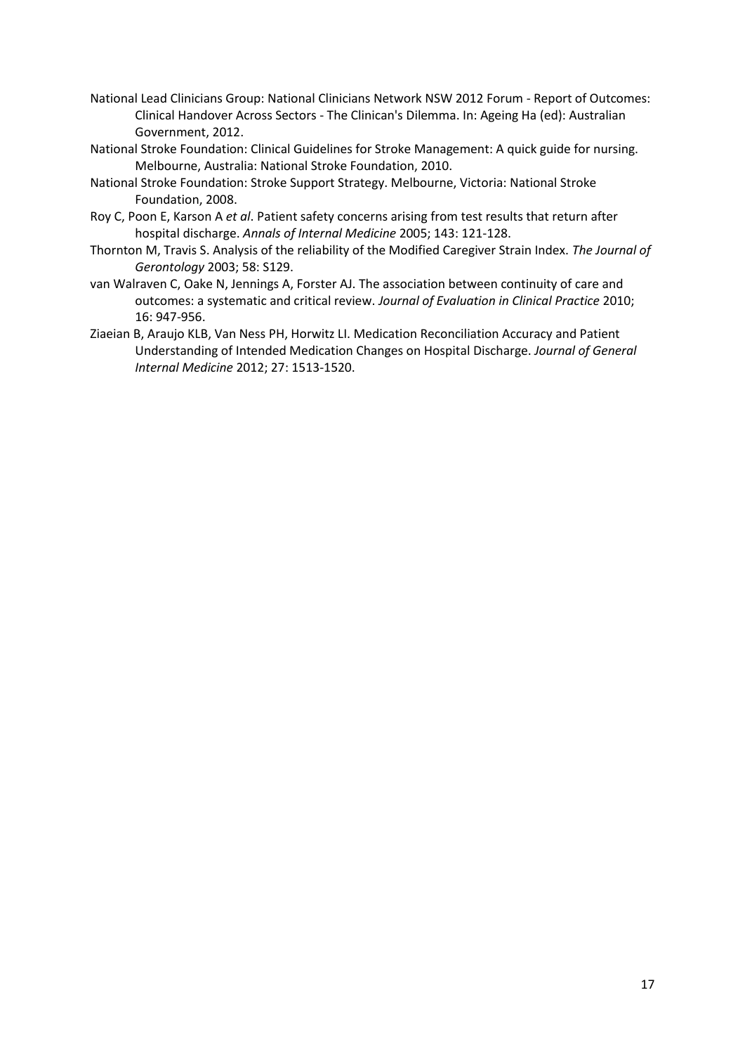National Lead Clinicians Group: National Clinicians Network NSW 2012 Forum - Report of Outcomes: Clinical Handover Across Sectors - The Clinican's Dilemma. In: Ageing Ha (ed): Australian Government, 2012.

National Stroke Foundation: Clinical Guidelines for Stroke Management: A quick guide for nursing. Melbourne, Australia: National Stroke Foundation, 2010.

National Stroke Foundation: Stroke Support Strategy. Melbourne, Victoria: National Stroke Foundation, 2008.

Roy C, Poon E, Karson A *et al*. Patient safety concerns arising from test results that return after hospital discharge. *Annals of Internal Medicine* 2005; 143: 121-128.

Thornton M, Travis S. Analysis of the reliability of the Modified Caregiver Strain Index. *The Journal of Gerontology* 2003; 58: S129.

van Walraven C, Oake N, Jennings A, Forster AJ. The association between continuity of care and outcomes: a systematic and critical review. *Journal of Evaluation in Clinical Practice* 2010; 16: 947-956.

Ziaeian B, Araujo KLB, Van Ness PH, Horwitz LI. Medication Reconciliation Accuracy and Patient Understanding of Intended Medication Changes on Hospital Discharge. *Journal of General Internal Medicine* 2012; 27: 1513-1520.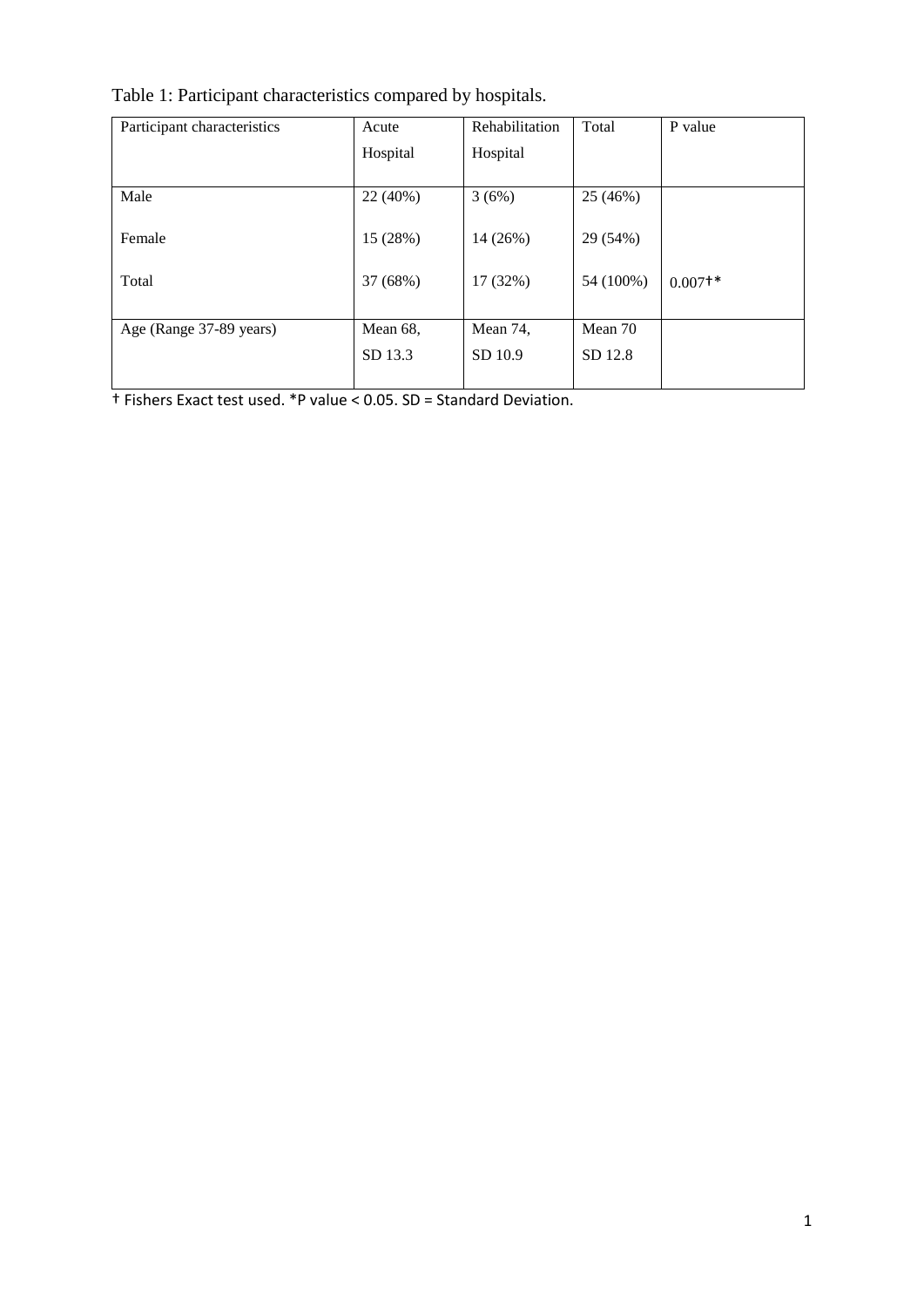Table 1: Participant characteristics compared by hospitals.

| Participant characteristics | Acute Hospital | Rehabilitation Hospital | Total | P value |
|---|---|---|---|---|
| Male | 22 (40%) | 3 (6%) | 25 (46%) | |
| Female | 15 (28%) | 14 (26%) | 29 (54%) | |
| Total | 37 (68%) | 17 (32%) | 54 (100%) | 0.007†* |
| Age (Range 37-89 years) | Mean 68, SD 13.3 | Mean 74, SD 10.9 | Mean 70 SD 12.8 | |

† Fishers Exact test used. *P value < 0.05. SD = Standard Deviation.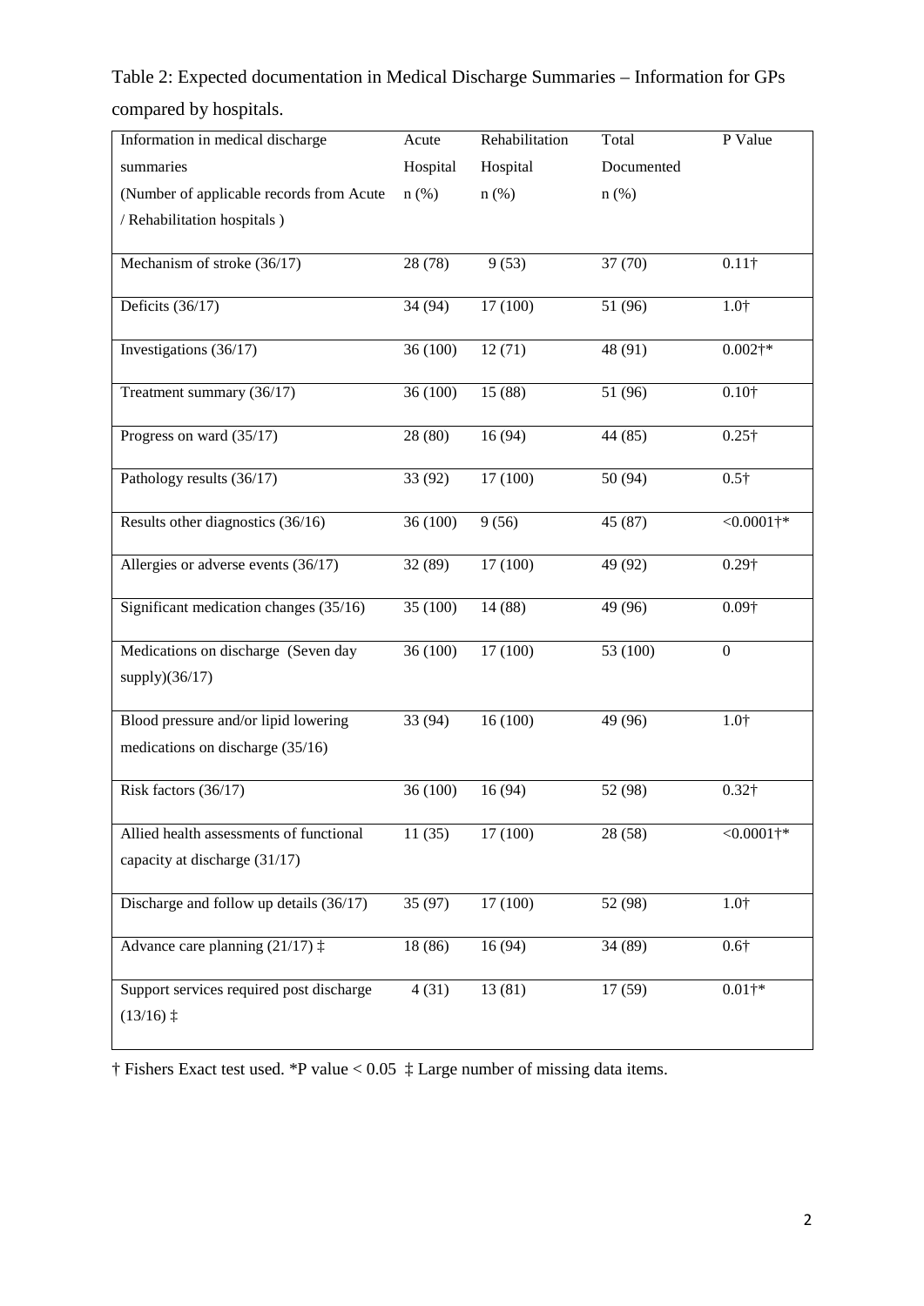Table 2: Expected documentation in Medical Discharge Summaries – Information for GPs compared by hospitals.

| Information in medical discharge summaries (Number of applicable records from Acute / Rehabilitation hospitals ) | Acute Hospital n (%) | Rehabilitation Hospital n (%) | Total Documented n (%) | P Value |
|---|---|---|---|---|
| Mechanism of stroke (36/17) | 28 (78) | 9 (53) | 37 (70) | 0.11† |
| Deficits (36/17) | 34 (94) | 17 (100) | 51 (96) | 1.0† |
| Investigations (36/17) | 36 (100) | 12 (71) | 48 (91) | 0.002†* |
| Treatment summary (36/17) | 36 (100) | 15 (88) | 51 (96) | 0.10† |
| Progress on ward (35/17) | 28 (80) | 16 (94) | 44 (85) | 0.25† |
| Pathology results (36/17) | 33 (92) | 17 (100) | 50 (94) | 0.5† |
| Results other diagnostics (36/16) | 36 (100) | 9 (56) | 45 (87) | <0.0001†* |
| Allergies or adverse events (36/17) | 32 (89) | 17 (100) | 49 (92) | 0.29† |
| Significant medication changes (35/16) | 35 (100) | 14 (88) | 49 (96) | 0.09† |
| Medications on discharge (Seven day supply)(36/17) | 36 (100) | 17 (100) | 53 (100) | 0 |
| Blood pressure and/or lipid lowering medications on discharge (35/16) | 33 (94) | 16 (100) | 49 (96) | 1.0† |
| Risk factors (36/17) | 36 (100) | 16 (94) | 52 (98) | 0.32† |
| Allied health assessments of functional capacity at discharge (31/17) | 11 (35) | 17 (100) | 28 (58) | <0.0001†* |
| Discharge and follow up details (36/17) | 35 (97) | 17 (100) | 52 (98) | 1.0† |
| Advance care planning (21/17) ‡ | 18 (86) | 16 (94) | 34 (89) | 0.6† |
| Support services required post discharge (13/16) ‡ | 4 (31) | 13 (81) | 17 (59) | 0.01†* |

† Fishers Exact test used. *P value < 0.05 ‡ Large number of missing data items.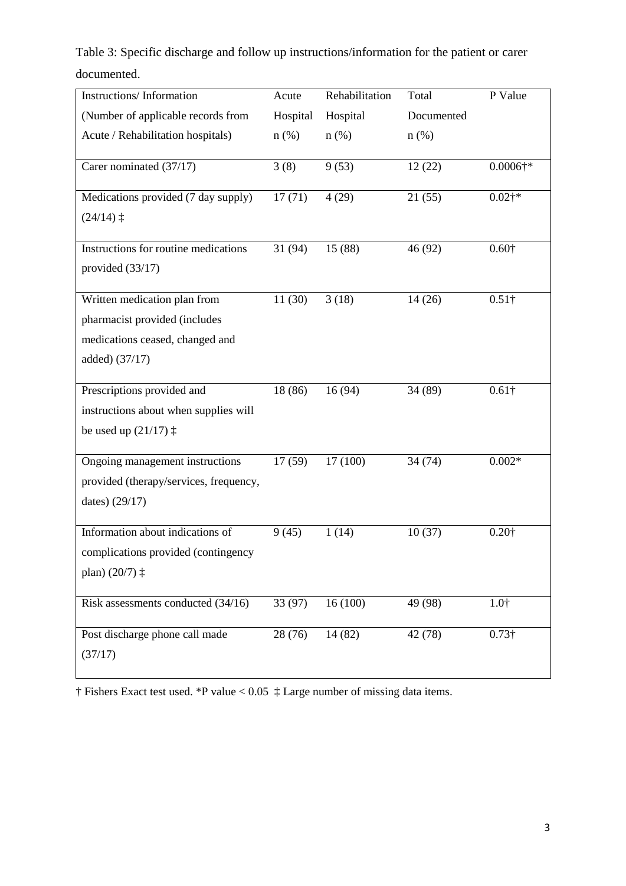Table 3: Specific discharge and follow up instructions/information for the patient or carer documented.

| Instructions/ Information (Number of applicable records from Acute / Rehabilitation hospitals) | Acute Hospital n (%) | Rehabilitation Hospital n (%) | Total Documented n (%) | P Value |
|---|---|---|---|---|
| Carer nominated (37/17) | 3 (8) | 9 (53) | 12 (22) | 0.0006†* |
| Medications provided (7 day supply) (24/14) ‡ | 17 (71) | 4 (29) | 21 (55) | 0.02†* |
| Instructions for routine medications provided (33/17) | 31 (94) | 15 (88) | 46 (92) | 0.60† |
| Written medication plan from pharmacist provided (includes medications ceased, changed and added) (37/17) | 11 (30) | 3 (18) | 14 (26) | 0.51† |
| Prescriptions provided and instructions about when supplies will be used up (21/17) ‡ | 18 (86) | 16 (94) | 34 (89) | 0.61† |
| Ongoing management instructions provided (therapy/services, frequency, dates) (29/17) | 17 (59) | 17 (100) | 34 (74) | 0.002* |
| Information about indications of complications provided (contingency plan) (20/7) ‡ | 9 (45) | 1 (14) | 10 (37) | 0.20† |
| Risk assessments conducted (34/16) | 33 (97) | 16 (100) | 49 (98) | 1.0† |
| Post discharge phone call made (37/17) | 28 (76) | 14 (82) | 42 (78) | 0.73† |

† Fishers Exact test used. *P value < 0.05 ‡ Large number of missing data items.